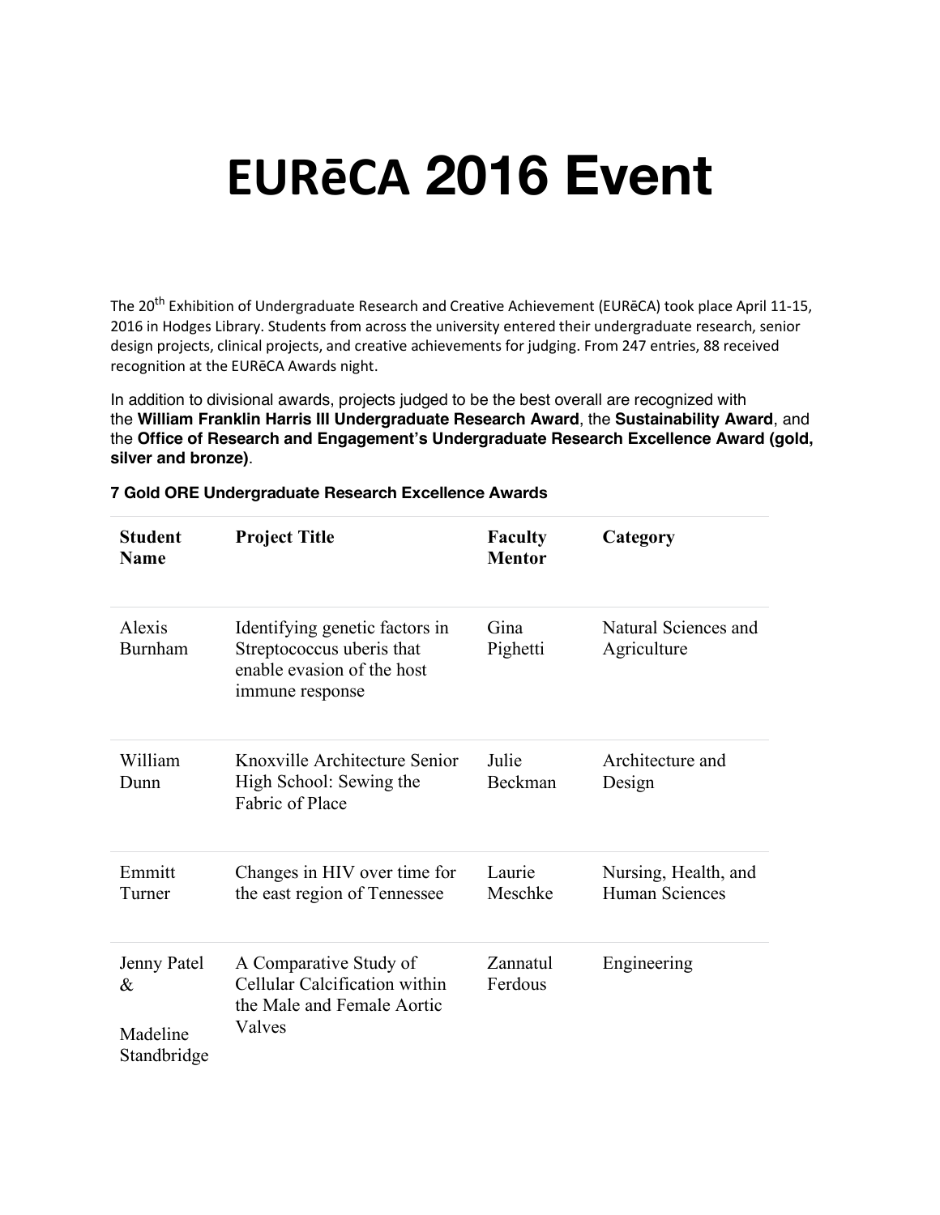# EURēCA 2016 Event

The 20th Exhibition of Undergraduate Research and Creative Achievement (EURēCA) took place April 11-15, 2016 in Hodges Library. Students from across the university entered their undergraduate research, senior design projects, clinical projects, and creative achievements for judging. From 247 entries, 88 received recognition at the EURēCA Awards night.

In addition to divisional awards, projects judged to be the best overall are recognized with the **William Franklin Harris III Undergraduate Research Award**, the **Sustainability Award**, and the **Office of Research and Engagement's Undergraduate Research Excellence Award (gold, silver and bronze)**.

**7 Gold ORE Undergraduate Research Excellence Awards**

| Student Name | Project Title | Faculty Mentor | Category |
|---|---|---|---|
| Alexis Burnham | Identifying genetic factors in Streptococcus uberis that enable evasion of the host immune response | Gina Pighetti | Natural Sciences and Agriculture |
| William Dunn | Knoxville Architecture Senior High School: Sewing the Fabric of Place | Julie Beckman | Architecture and Design |
| Emmitt Turner | Changes in HIV over time for the east region of Tennessee | Laurie Meschke | Nursing, Health, and Human Sciences |
| Jenny Patel & Madeline Standbridge | A Comparative Study of Cellular Calcification within the Male and Female Aortic Valves | Zannatul Ferdous | Engineering |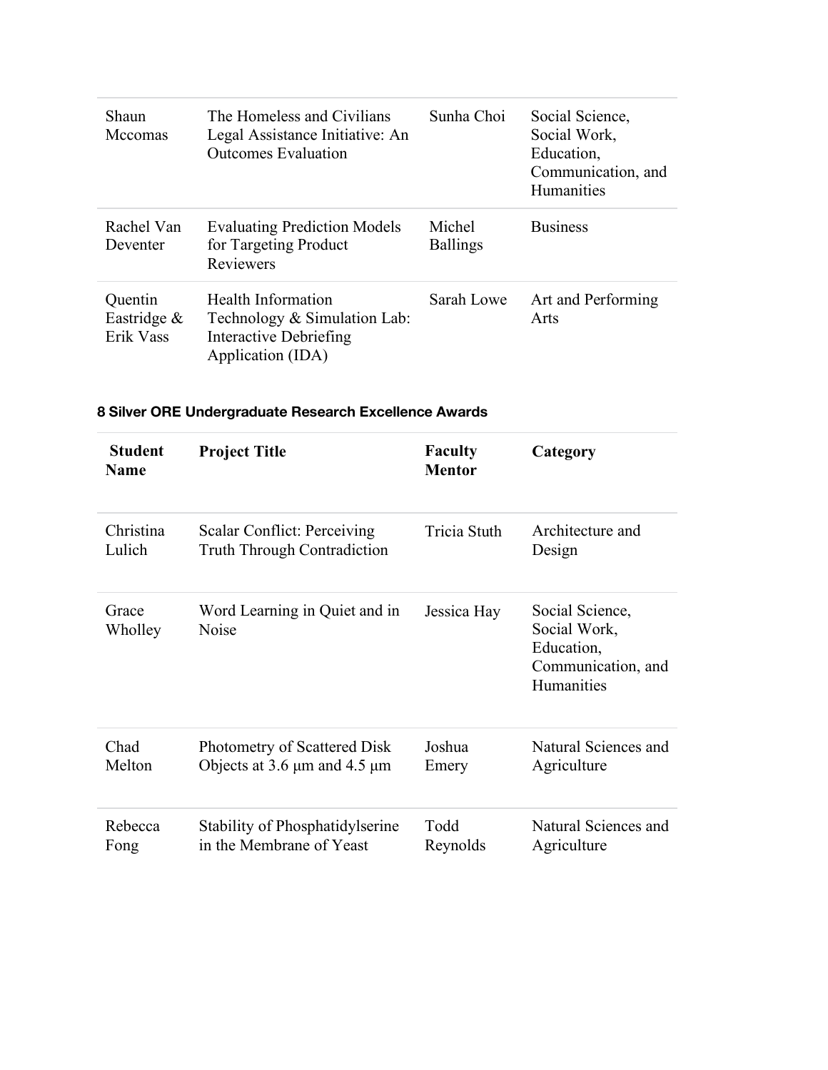| | | | |
|---|---|---|---|
| Shaun Mccomas | The Homeless and Civilians Legal Assistance Initiative: An Outcomes Evaluation | Sunha Choi | Social Science, Social Work, Education, Communication, and Humanities |
| Rachel Van Deventer | Evaluating Prediction Models for Targeting Product Reviewers | Michel Ballings | Business |
| Quentin Eastridge & Erik Vass | Health Information Technology & Simulation Lab: Interactive Debriefing Application (IDA) | Sarah Lowe | Art and Performing Arts |

#### 8 Silver ORE Undergraduate Research Excellence Awards

| Student Name | Project Title | Faculty Mentor | Category |
|---|---|---|---|
| Christina Lulich | Scalar Conflict: Perceiving Truth Through Contradiction | Tricia Stuth | Architecture and Design |
| Grace Wholley | Word Learning in Quiet and in Noise | Jessica Hay | Social Science, Social Work, Education, Communication, and Humanities |
| Chad Melton | Photometry of Scattered Disk Objects at 3.6 μm and 4.5 μm | Joshua Emery | Natural Sciences and Agriculture |
| Rebecca Fong | Stability of Phosphatidylserine in the Membrane of Yeast | Todd Reynolds | Natural Sciences and Agriculture |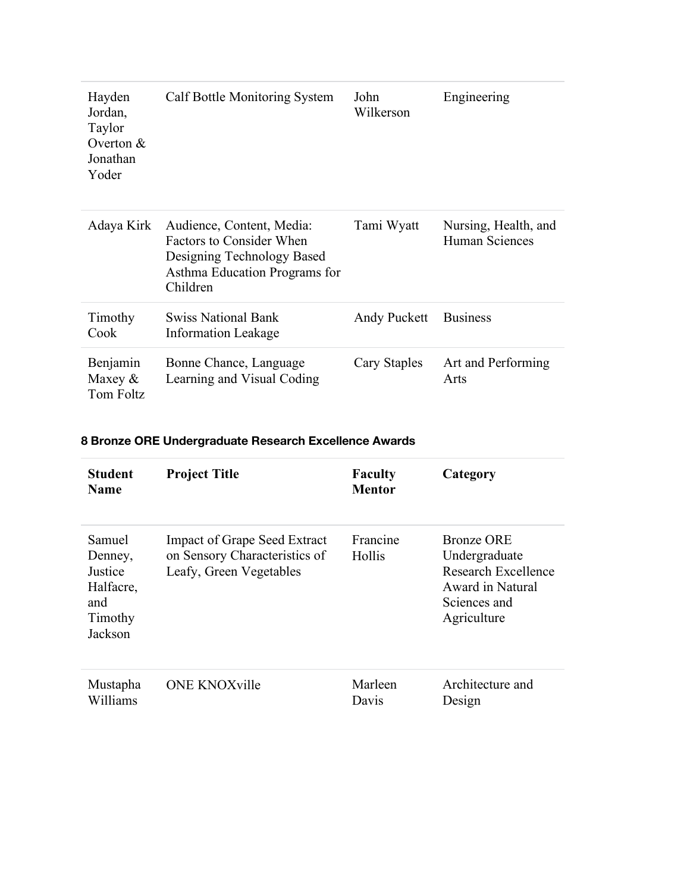| | | | |
|---|---|---|---|
| Hayden Jordan, Taylor Overton & Jonathan Yoder | Calf Bottle Monitoring System | John Wilkerson | Engineering |
| Adaya Kirk | Audience, Content, Media: Factors to Consider When Designing Technology Based Asthma Education Programs for Children | Tami Wyatt | Nursing, Health, and Human Sciences |
| Timothy Cook | Swiss National Bank Information Leakage | Andy Puckett | Business |
| Benjamin Maxey & Tom Foltz | Bonne Chance, Language Learning and Visual Coding | Cary Staples | Art and Performing Arts |

#### 8 Bronze ORE Undergraduate Research Excellence Awards

| Student Name | Project Title | Faculty Mentor | Category |
|---|---|---|---|
| Samuel Denney, Justice Halfacre, and Timothy Jackson | Impact of Grape Seed Extract on Sensory Characteristics of Leafy, Green Vegetables | Francine Hollis | Bronze ORE Undergraduate Research Excellence Award in Natural Sciences and Agriculture |
| Mustapha Williams | ONE KNOXville | Marleen Davis | Architecture and Design |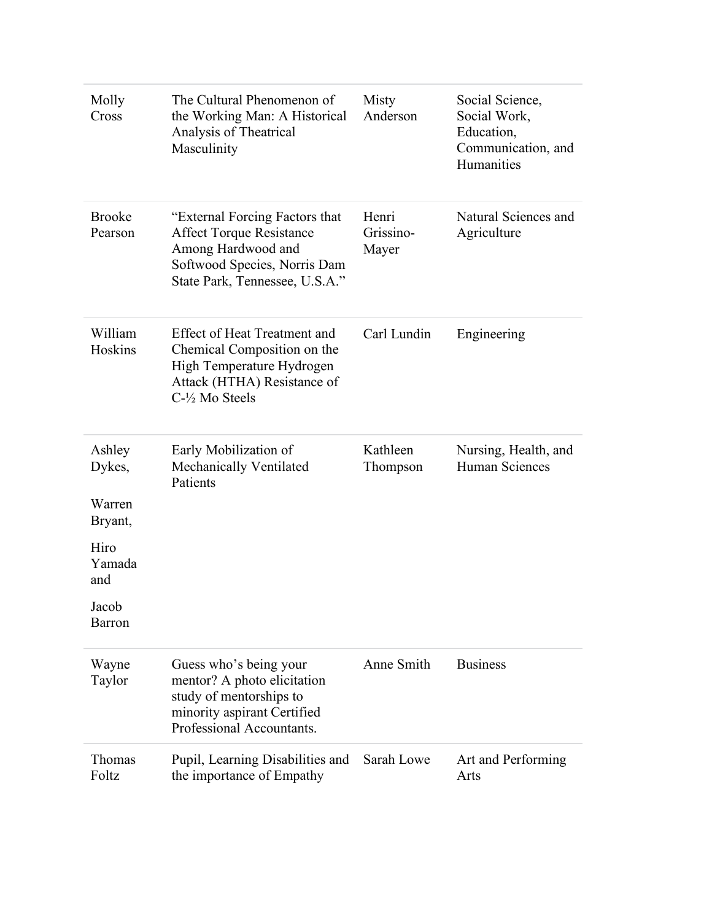| | | | |
|---|---|---|---|
| Molly Cross | The Cultural Phenomenon of the Working Man: A Historical Analysis of Theatrical Masculinity | Misty Anderson | Social Science, Social Work, Education, Communication, and Humanities |
| Brooke Pearson | "External Forcing Factors that Affect Torque Resistance Among Hardwood and Softwood Species, Norris Dam State Park, Tennessee, U.S.A." | Henri Grissino-Mayer | Natural Sciences and Agriculture |
| William Hoskins | Effect of Heat Treatment and Chemical Composition on the High Temperature Hydrogen Attack (HTHA) Resistance of C-½ Mo Steels | Carl Lundin | Engineering |
| Ashley Dykes, Warren Bryant, Hiro Yamada and Jacob Barron | Early Mobilization of Mechanically Ventilated Patients | Kathleen Thompson | Nursing, Health, and Human Sciences |
| Wayne Taylor | Guess who's being your mentor? A photo elicitation study of mentorships to minority aspirant Certified Professional Accountants. | Anne Smith | Business |
| Thomas Foltz | Pupil, Learning Disabilities and the importance of Empathy | Sarah Lowe | Art and Performing Arts |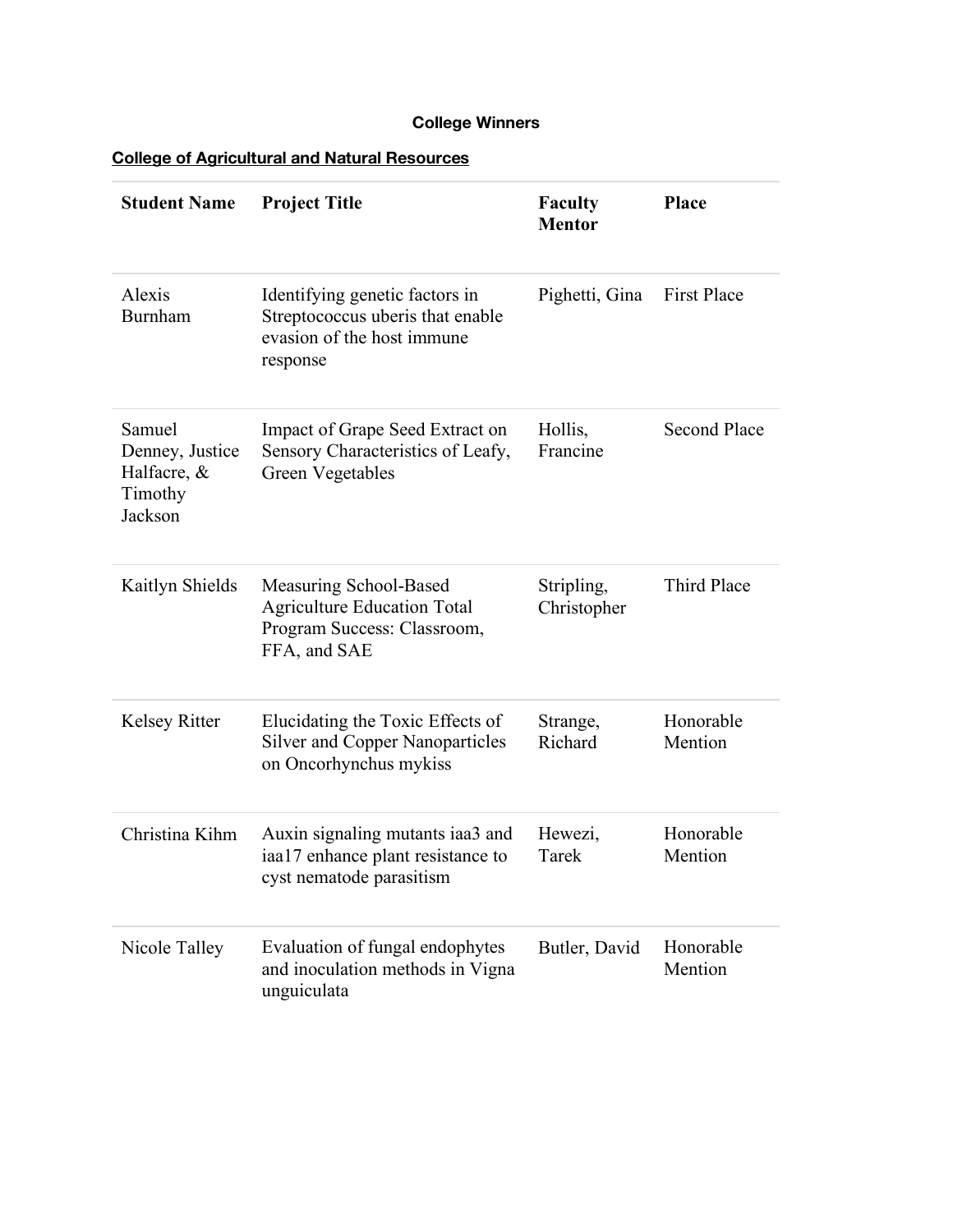### College Winners

**College of Agricultural and Natural Resources**

| Student Name | Project Title | Faculty Mentor | Place |
|---|---|---|---|
| Alexis Burnham | Identifying genetic factors in Streptococcus uberis that enable evasion of the host immune response | Pighetti, Gina | First Place |
| Samuel Denney, Justice Halfacre, & Timothy Jackson | Impact of Grape Seed Extract on Sensory Characteristics of Leafy, Green Vegetables | Hollis, Francine | Second Place |
| Kaitlyn Shields | Measuring School-Based Agriculture Education Total Program Success: Classroom, FFA, and SAE | Stripling, Christopher | Third Place |
| Kelsey Ritter | Elucidating the Toxic Effects of Silver and Copper Nanoparticles on Oncorhynchus mykiss | Strange, Richard | Honorable Mention |
| Christina Kihm | Auxin signaling mutants iaa3 and iaa17 enhance plant resistance to cyst nematode parasitism | Hewezi, Tarek | Honorable Mention |
| Nicole Talley | Evaluation of fungal endophytes and inoculation methods in Vigna unguiculata | Butler, David | Honorable Mention |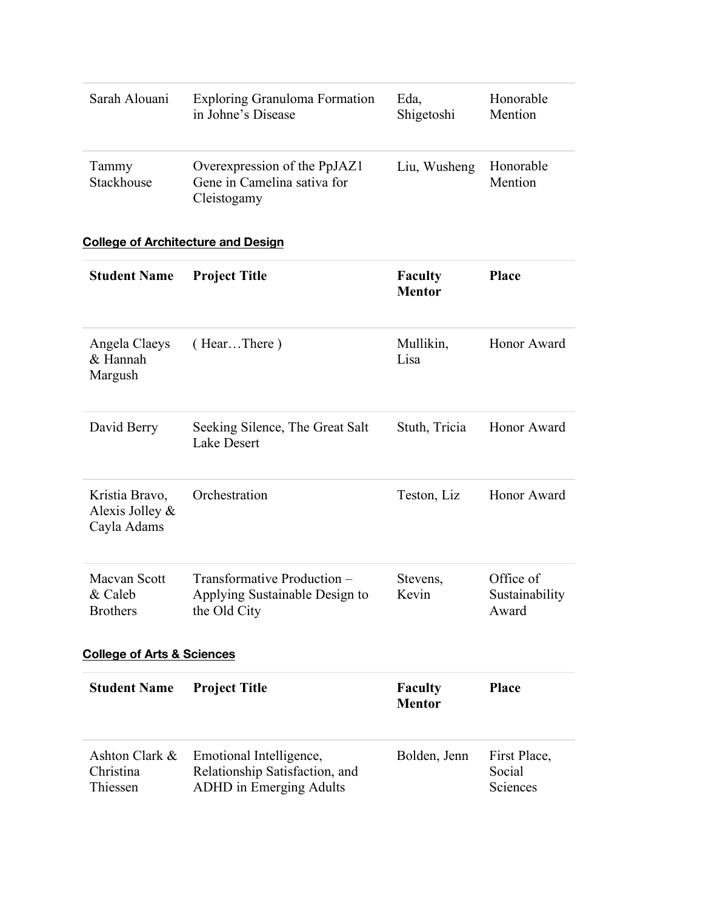| | | | |
|---|---|---|---|
| Sarah Alouani | Exploring Granuloma Formation in Johne's Disease | Eda, Shigetoshi | Honorable Mention |
| Tammy Stackhouse | Overexpression of the PpJAZ1 Gene in Camelina sativa for Cleistogamy | Liu, Wusheng | Honorable Mention |

**College of Architecture and Design**

| Student Name | Project Title | Faculty Mentor | Place |
|---|---|---|---|
| Angela Claeys & Hannah Margush | ( Hear…There ) | Mullikin, Lisa | Honor Award |
| David Berry | Seeking Silence, The Great Salt Lake Desert | Stuth, Tricia | Honor Award |
| Kristia Bravo, Alexis Jolley & Cayla Adams | Orchestration | Teston, Liz | Honor Award |
| Macvan Scott & Caleb Brothers | Transformative Production – Applying Sustainable Design to the Old City | Stevens, Kevin | Office of Sustainability Award |

**College of Arts & Sciences**

| Student Name | Project Title | Faculty Mentor | Place |
|---|---|---|---|
| Ashton Clark & Christina Thiessen | Emotional Intelligence, Relationship Satisfaction, and ADHD in Emerging Adults | Bolden, Jenn | First Place, Social Sciences |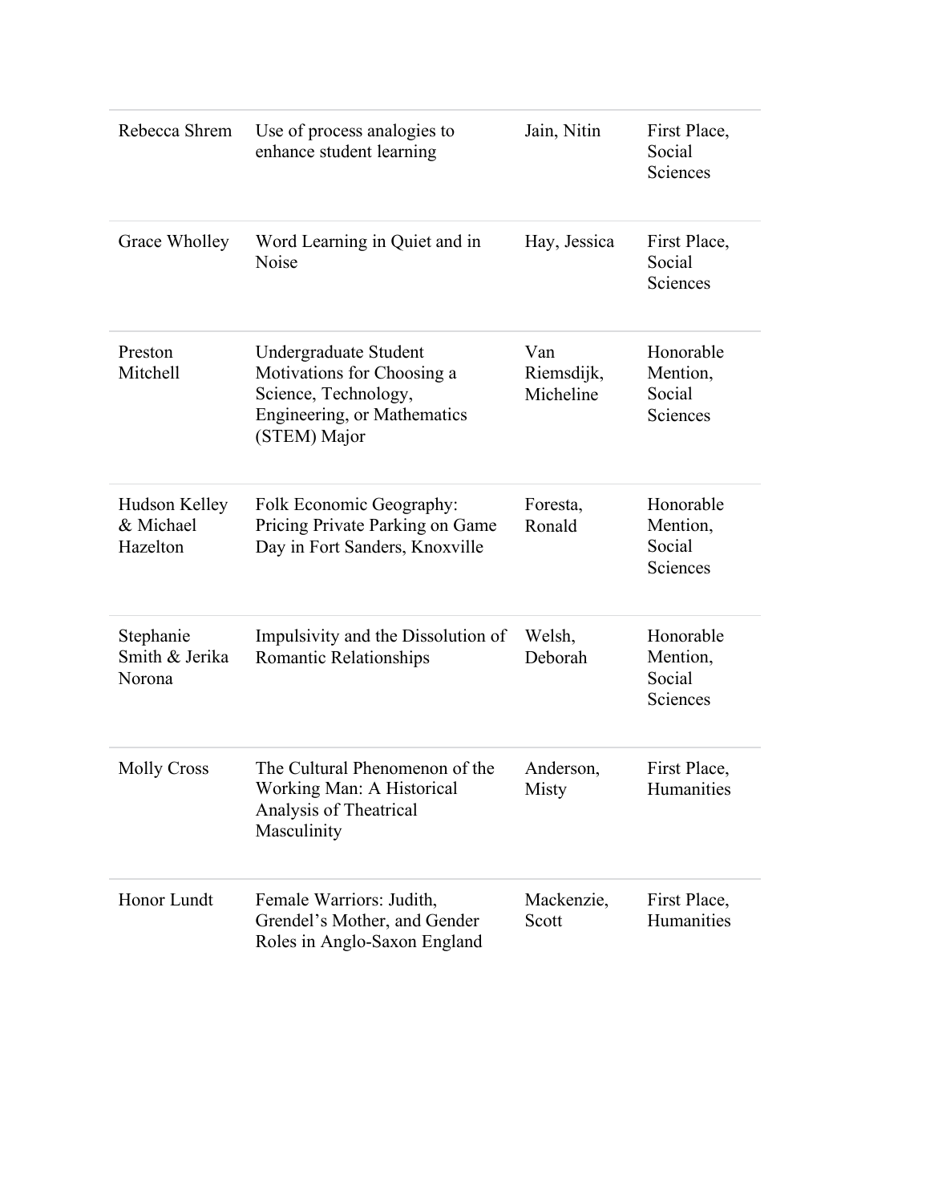| | | | |
|---|---|---|---|
| Rebecca Shrem | Use of process analogies to enhance student learning | Jain, Nitin | First Place, Social Sciences |
| Grace Wholley | Word Learning in Quiet and in Noise | Hay, Jessica | First Place, Social Sciences |
| Preston Mitchell | Undergraduate Student Motivations for Choosing a Science, Technology, Engineering, or Mathematics (STEM) Major | Van Riemsdijk, Micheline | Honorable Mention, Social Sciences |
| Hudson Kelley & Michael Hazelton | Folk Economic Geography: Pricing Private Parking on Game Day in Fort Sanders, Knoxville | Foresta, Ronald | Honorable Mention, Social Sciences |
| Stephanie Smith & Jerika Norona | Impulsivity and the Dissolution of Romantic Relationships | Welsh, Deborah | Honorable Mention, Social Sciences |
| Molly Cross | The Cultural Phenomenon of the Working Man: A Historical Analysis of Theatrical Masculinity | Anderson, Misty | First Place, Humanities |
| Honor Lundt | Female Warriors: Judith, Grendel's Mother, and Gender Roles in Anglo-Saxon England | Mackenzie, Scott | First Place, Humanities |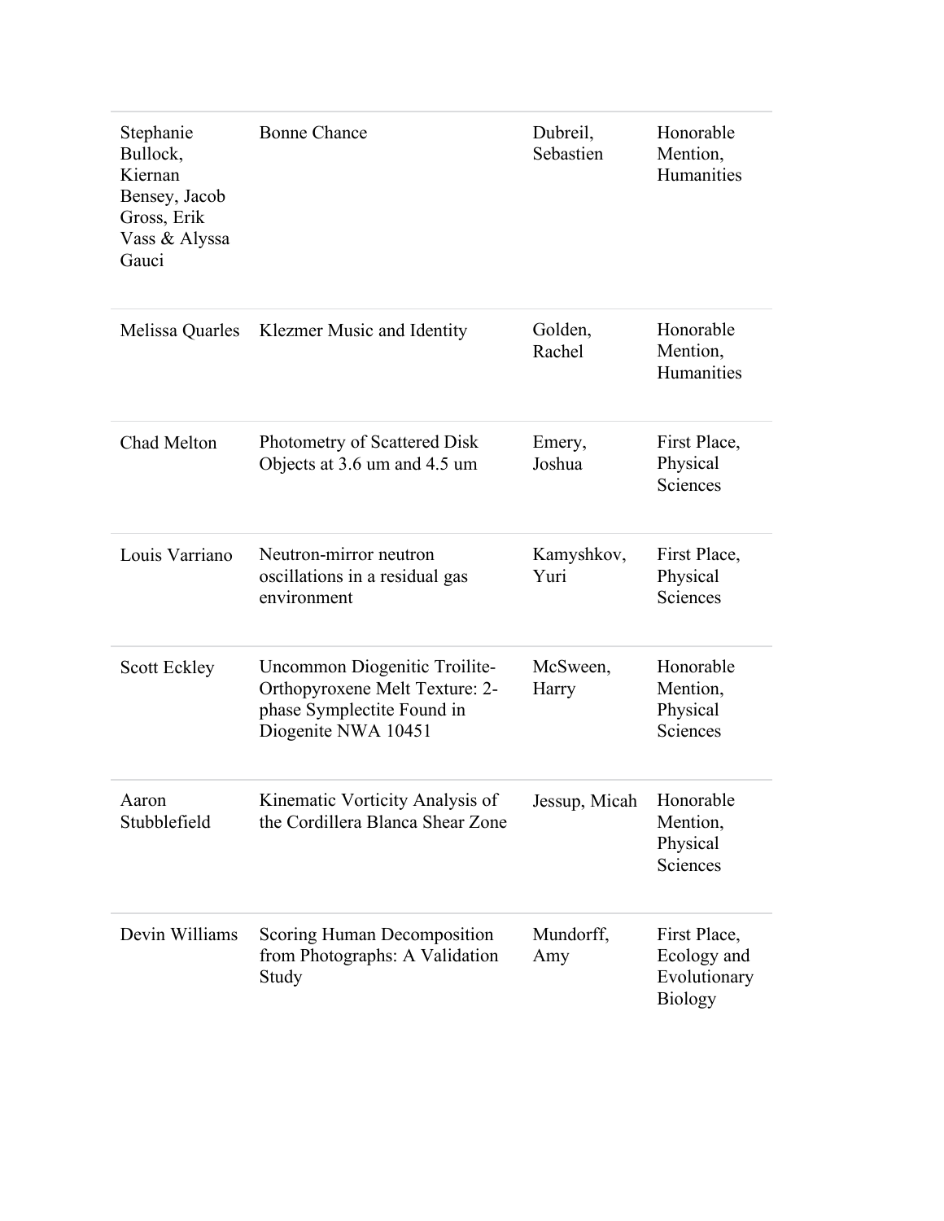| | | | |
|---|---|---|---|
| Stephanie Bullock, Kiernan Bensey, Jacob Gross, Erik Vass & Alyssa Gauci | Bonne Chance | Dubreil, Sebastien | Honorable Mention, Humanities |
| Melissa Quarles | Klezmer Music and Identity | Golden, Rachel | Honorable Mention, Humanities |
| Chad Melton | Photometry of Scattered Disk Objects at 3.6 um and 4.5 um | Emery, Joshua | First Place, Physical Sciences |
| Louis Varriano | Neutron-mirror neutron oscillations in a residual gas environment | Kamyshkov, Yuri | First Place, Physical Sciences |
| Scott Eckley | Uncommon Diogenitic Troilite-Orthopyroxene Melt Texture: 2-phase Symplectite Found in Diogenite NWA 10451 | McSween, Harry | Honorable Mention, Physical Sciences |
| Aaron Stubblefield | Kinematic Vorticity Analysis of the Cordillera Blanca Shear Zone | Jessup, Micah | Honorable Mention, Physical Sciences |
| Devin Williams | Scoring Human Decomposition from Photographs: A Validation Study | Mundorff, Amy | First Place, Ecology and Evolutionary Biology |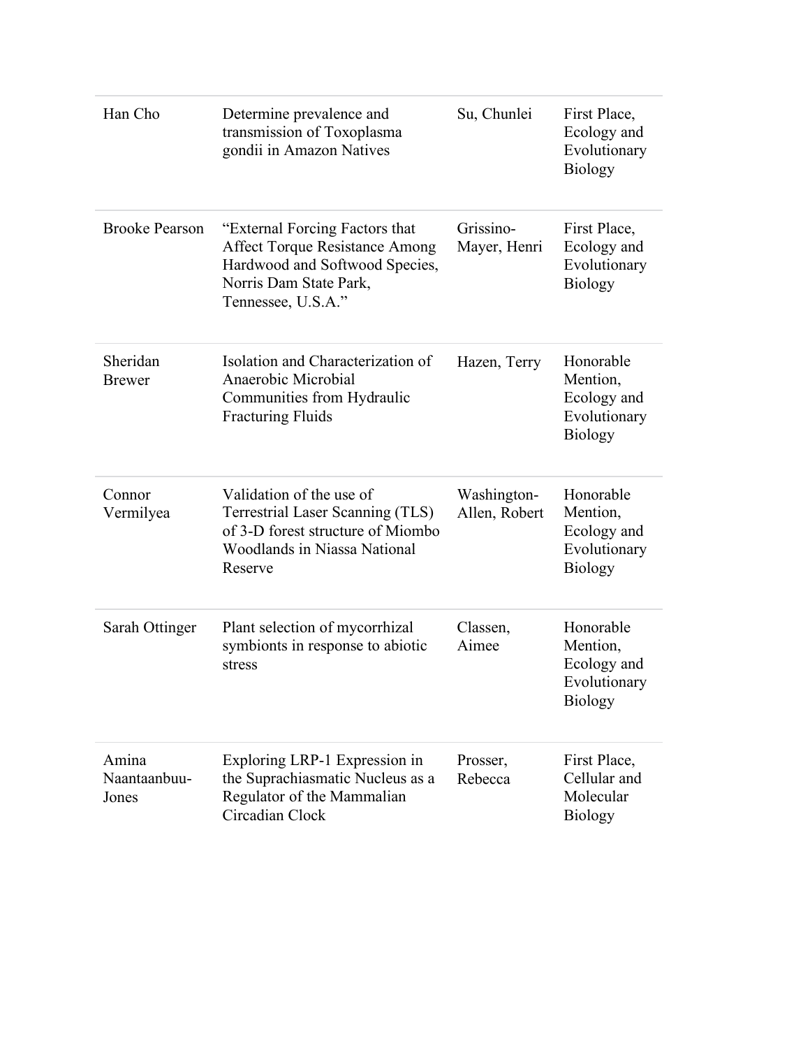| | | | |
|---|---|---|---|
| Han Cho | Determine prevalence and transmission of Toxoplasma gondii in Amazon Natives | Su, Chunlei | First Place, Ecology and Evolutionary Biology |
| Brooke Pearson | “External Forcing Factors that Affect Torque Resistance Among Hardwood and Softwood Species, Norris Dam State Park, Tennessee, U.S.A.” | Grissino-Mayer, Henri | First Place, Ecology and Evolutionary Biology |
| Sheridan Brewer | Isolation and Characterization of Anaerobic Microbial Communities from Hydraulic Fracturing Fluids | Hazen, Terry | Honorable Mention, Ecology and Evolutionary Biology |
| Connor Vermilyea | Validation of the use of Terrestrial Laser Scanning (TLS) of 3-D forest structure of Miombo Woodlands in Niassa National Reserve | Washington-Allen, Robert | Honorable Mention, Ecology and Evolutionary Biology |
| Sarah Ottinger | Plant selection of mycorrhizal symbionts in response to abiotic stress | Classen, Aimee | Honorable Mention, Ecology and Evolutionary Biology |
| Amina Naantaanbuu-Jones | Exploring LRP-1 Expression in the Suprachiasmatic Nucleus as a Regulator of the Mammalian Circadian Clock | Prosser, Rebecca | First Place, Cellular and Molecular Biology |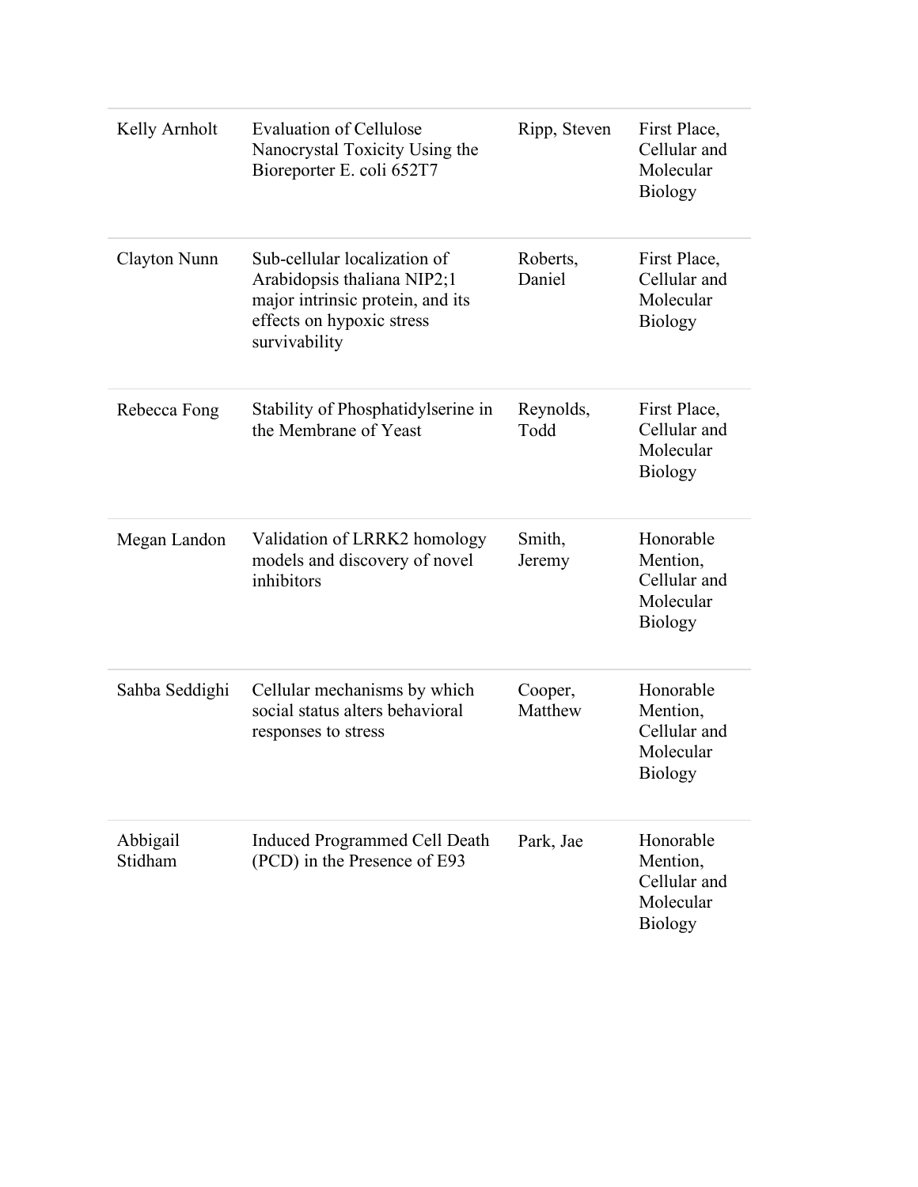| | | | |
|---|---|---|---|
| Kelly Arnholt | Evaluation of Cellulose Nanocrystal Toxicity Using the Bioreporter E. coli 652T7 | Ripp, Steven | First Place, Cellular and Molecular Biology |
| Clayton Nunn | Sub-cellular localization of Arabidopsis thaliana NIP2;1 major intrinsic protein, and its effects on hypoxic stress survivability | Roberts, Daniel | First Place, Cellular and Molecular Biology |
| Rebecca Fong | Stability of Phosphatidylserine in the Membrane of Yeast | Reynolds, Todd | First Place, Cellular and Molecular Biology |
| Megan Landon | Validation of LRRK2 homology models and discovery of novel inhibitors | Smith, Jeremy | Honorable Mention, Cellular and Molecular Biology |
| Sahba Seddighi | Cellular mechanisms by which social status alters behavioral responses to stress | Cooper, Matthew | Honorable Mention, Cellular and Molecular Biology |
| Abbigail Stidham | Induced Programmed Cell Death (PCD) in the Presence of E93 | Park, Jae | Honorable Mention, Cellular and Molecular Biology |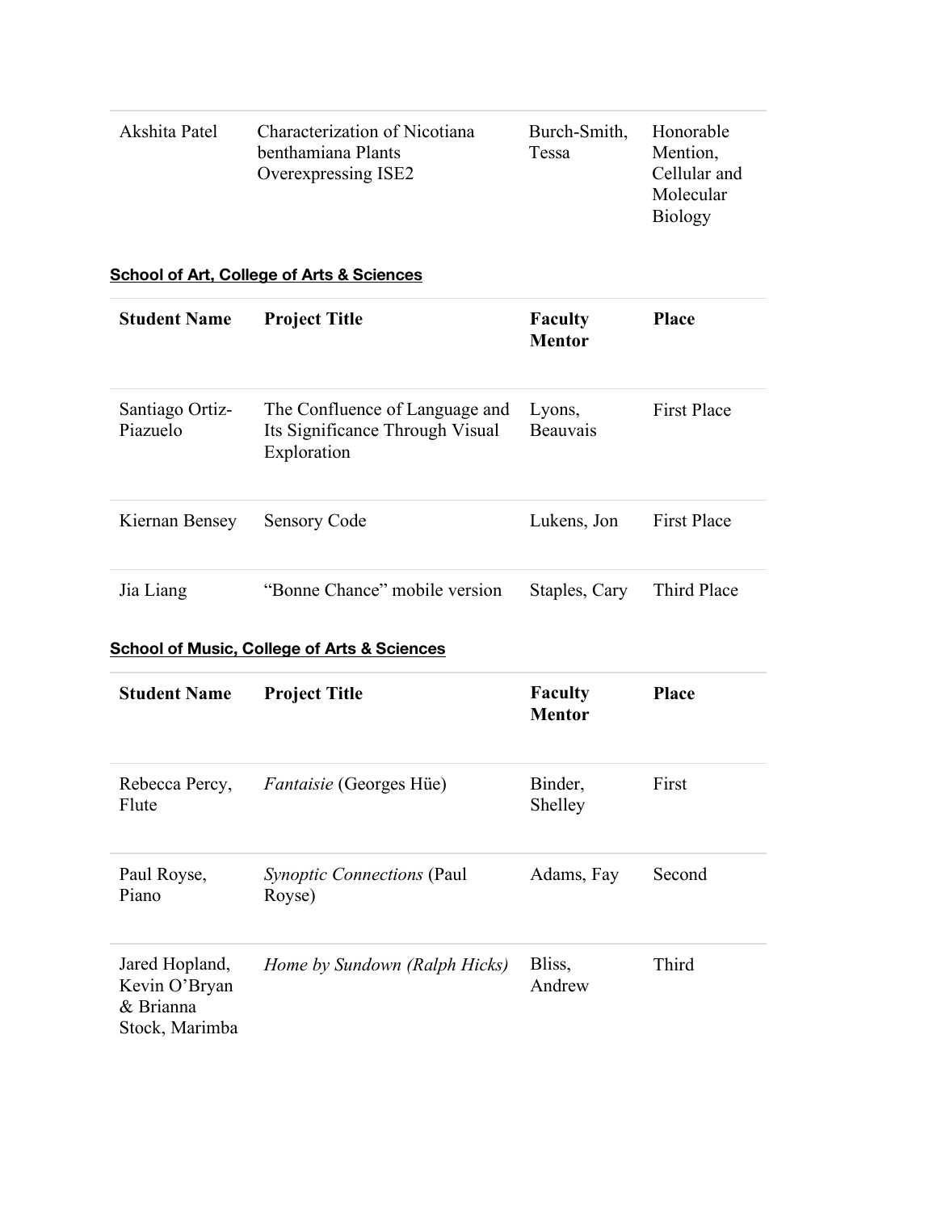| | | | |
|---|---|---|---|
| Akshita Patel | Characterization of Nicotiana benthamiana Plants Overexpressing ISE2 | Burch-Smith, Tessa | Honorable Mention, Cellular and Molecular Biology |

**School of Art, College of Arts & Sciences**

| Student Name | Project Title | Faculty Mentor | Place |
|---|---|---|---|
| Santiago Ortiz-Piazuelo | The Confluence of Language and Its Significance Through Visual Exploration | Lyons, Beauvais | First Place |
| Kiernan Bensey | Sensory Code | Lukens, Jon | First Place |
| Jia Liang | "Bonne Chance" mobile version | Staples, Cary | Third Place |

**School of Music, College of Arts & Sciences**

| Student Name | Project Title | Faculty Mentor | Place |
|---|---|---|---|
| Rebecca Percy, Flute | *Fantaisie* (Georges Hüe) | Binder, Shelley | First |
| Paul Royse, Piano | *Synoptic Connections* (Paul Royse) | Adams, Fay | Second |
| Jared Hopland, Kevin O'Bryan & Brianna Stock, Marimba | *Home by Sundown (Ralph Hicks)* | Bliss, Andrew | Third |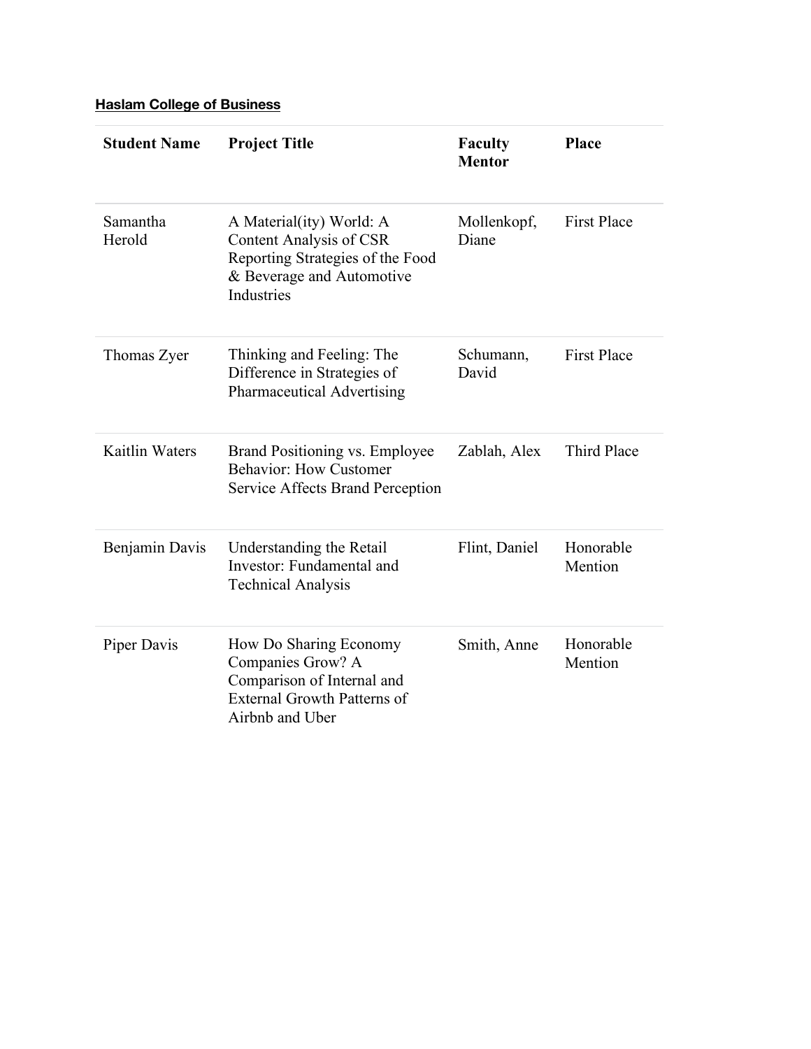**Haslam College of Business**

| **Student Name** | **Project Title** | **Faculty Mentor** | **Place** |
| --- | --- | --- | --- |
| Samantha Herold | A Material(ity) World: A Content Analysis of CSR Reporting Strategies of the Food & Beverage and Automotive Industries | Mollenkopf, Diane | First Place |
| Thomas Zyer | Thinking and Feeling: The Difference in Strategies of Pharmaceutical Advertising | Schumann, David | First Place |
| Kaitlin Waters | Brand Positioning vs. Employee Behavior: How Customer Service Affects Brand Perception | Zablah, Alex | Third Place |
| Benjamin Davis | Understanding the Retail Investor: Fundamental and Technical Analysis | Flint, Daniel | Honorable Mention |
| Piper Davis | How Do Sharing Economy Companies Grow? A Comparison of Internal and External Growth Patterns of Airbnb and Uber | Smith, Anne | Honorable Mention |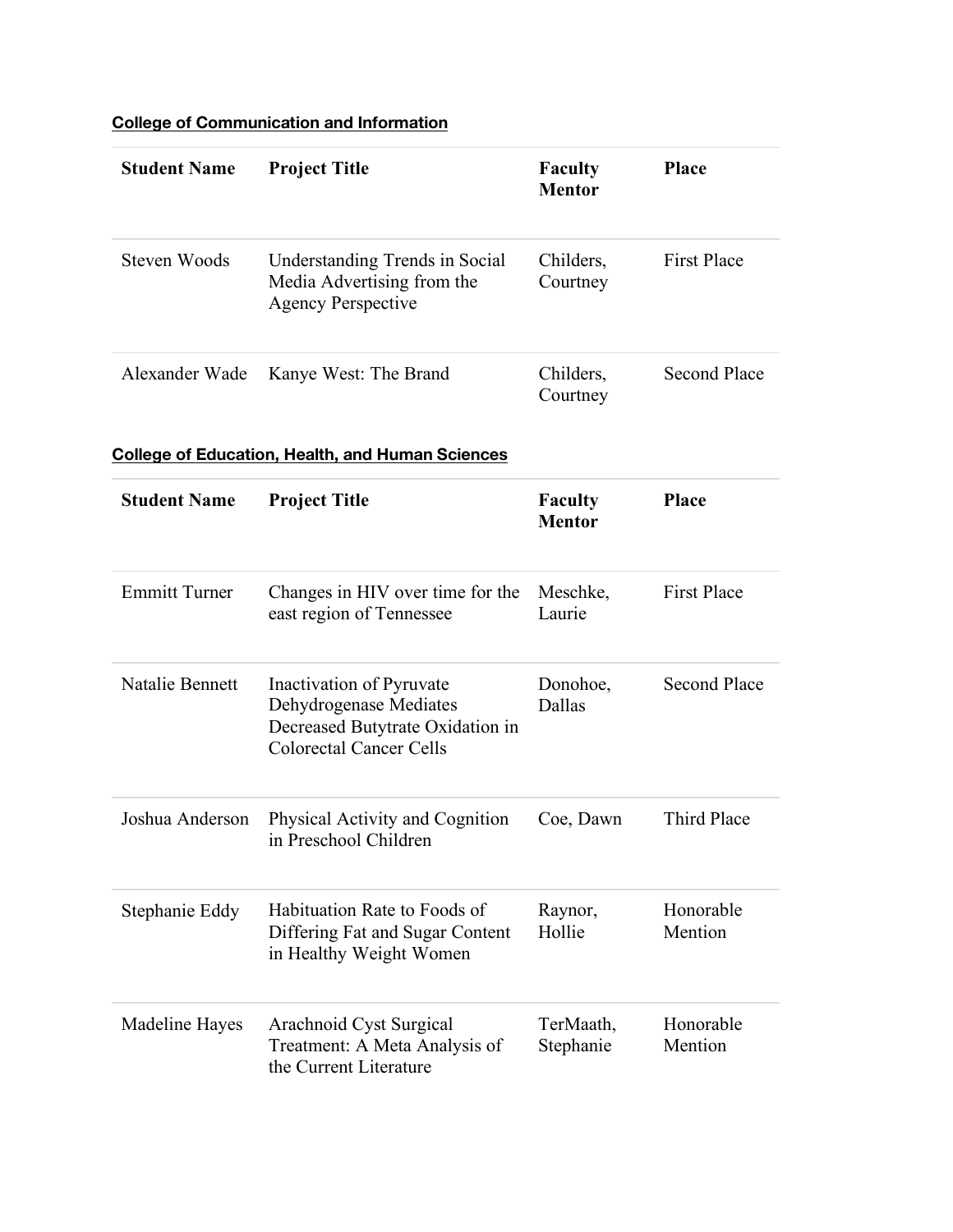**College of Communication and Information**

| Student Name | Project Title | Faculty Mentor | Place |
|---|---|---|---|
| Steven Woods | Understanding Trends in Social Media Advertising from the Agency Perspective | Childers, Courtney | First Place |
| Alexander Wade | Kanye West: The Brand | Childers, Courtney | Second Place |

**College of Education, Health, and Human Sciences**

| Student Name | Project Title | Faculty Mentor | Place |
|---|---|---|---|
| Emmitt Turner | Changes in HIV over time for the east region of Tennessee | Meschke, Laurie | First Place |
| Natalie Bennett | Inactivation of Pyruvate Dehydrogenase Mediates Decreased Butyrate Oxidation in Colorectal Cancer Cells | Donohoe, Dallas | Second Place |
| Joshua Anderson | Physical Activity and Cognition in Preschool Children | Coe, Dawn | Third Place |
| Stephanie Eddy | Habituation Rate to Foods of Differing Fat and Sugar Content in Healthy Weight Women | Raynor, Hollie | Honorable Mention |
| Madeline Hayes | Arachnoid Cyst Surgical Treatment: A Meta Analysis of the Current Literature | TerMaath, Stephanie | Honorable Mention |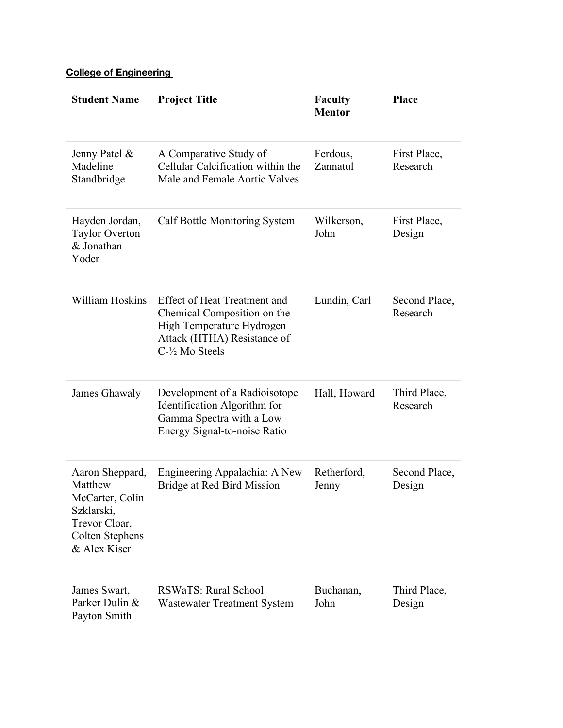**College of Engineering**

| Student Name | Project Title | Faculty Mentor | Place |
|---|---|---|---|
| Jenny Patel & Madeline Standbridge | A Comparative Study of Cellular Calcification within the Male and Female Aortic Valves | Ferdous, Zannatul | First Place, Research |
| Hayden Jordan, Taylor Overton & Jonathan Yoder | Calf Bottle Monitoring System | Wilkerson, John | First Place, Design |
| William Hoskins | Effect of Heat Treatment and Chemical Composition on the High Temperature Hydrogen Attack (HTHA) Resistance of C-½ Mo Steels | Lundin, Carl | Second Place, Research |
| James Ghawaly | Development of a Radioisotope Identification Algorithm for Gamma Spectra with a Low Energy Signal-to-noise Ratio | Hall, Howard | Third Place, Research |
| Aaron Sheppard, Matthew McCarter, Colin Szklarski, Trevor Cloar, Colten Stephens & Alex Kiser | Engineering Appalachia: A New Bridge at Red Bird Mission | Retherford, Jenny | Second Place, Design |
| James Swart, Parker Dulin & Payton Smith | RSWaTS: Rural School Wastewater Treatment System | Buchanan, John | Third Place, Design |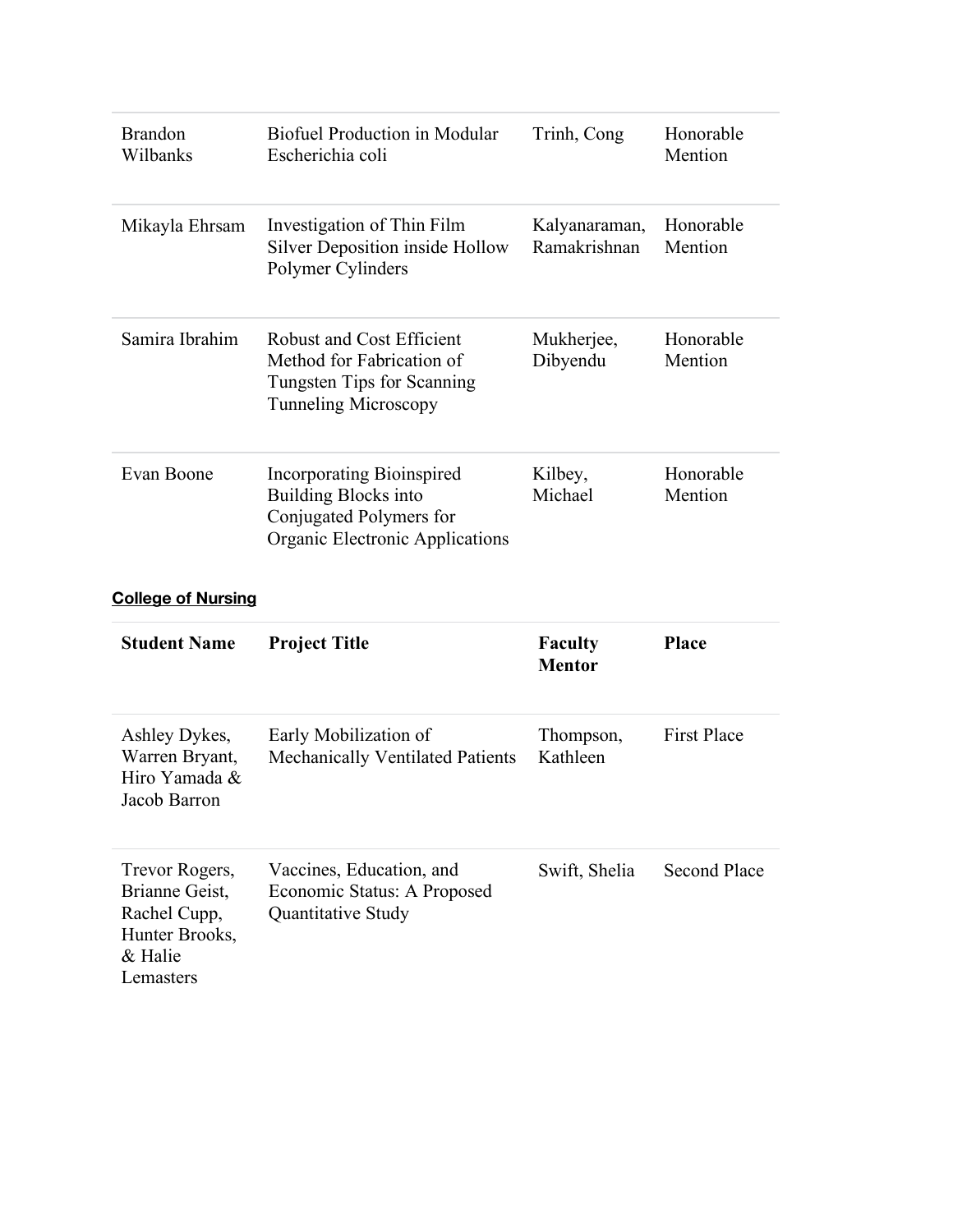| | | | |
|---|---|---|---|
| Brandon Wilbanks | Biofuel Production in Modular Escherichia coli | Trinh, Cong | Honorable Mention |
| Mikayla Ehrsam | Investigation of Thin Film Silver Deposition inside Hollow Polymer Cylinders | Kalyanaraman, Ramakrishnan | Honorable Mention |
| Samira Ibrahim | Robust and Cost Efficient Method for Fabrication of Tungsten Tips for Scanning Tunneling Microscopy | Mukherjee, Dibyendu | Honorable Mention |
| Evan Boone | Incorporating Bioinspired Building Blocks into Conjugated Polymers for Organic Electronic Applications | Kilbey, Michael | Honorable Mention |

**College of Nursing**

| Student Name | Project Title | Faculty Mentor | Place |
|---|---|---|---|
| Ashley Dykes, Warren Bryant, Hiro Yamada & Jacob Barron | Early Mobilization of Mechanically Ventilated Patients | Thompson, Kathleen | First Place |
| Trevor Rogers, Brianne Geist, Rachel Cupp, Hunter Brooks, & Halie Lemasters | Vaccines, Education, and Economic Status: A Proposed Quantitative Study | Swift, Shelia | Second Place |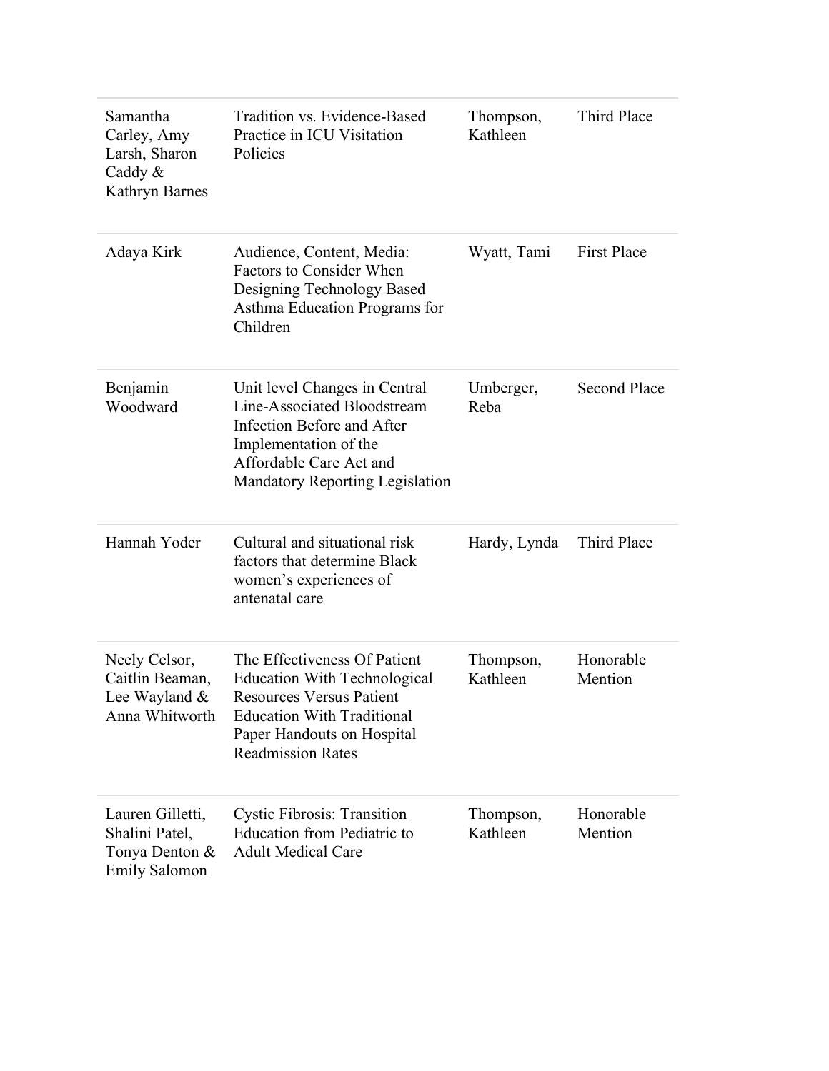| | | | |
|---|---|---|---|
| Samantha Carley, Amy Larsh, Sharon Caddy & Kathryn Barnes | Tradition vs. Evidence-Based Practice in ICU Visitation Policies | Thompson, Kathleen | Third Place |
| Adaya Kirk | Audience, Content, Media: Factors to Consider When Designing Technology Based Asthma Education Programs for Children | Wyatt, Tami | First Place |
| Benjamin Woodward | Unit level Changes in Central Line-Associated Bloodstream Infection Before and After Implementation of the Affordable Care Act and Mandatory Reporting Legislation | Umberger, Reba | Second Place |
| Hannah Yoder | Cultural and situational risk factors that determine Black women's experiences of antenatal care | Hardy, Lynda | Third Place |
| Neely Celsor, Caitlin Beaman, Lee Wayland & Anna Whitworth | The Effectiveness Of Patient Education With Technological Resources Versus Patient Education With Traditional Paper Handouts on Hospital Readmission Rates | Thompson, Kathleen | Honorable Mention |
| Lauren Gilletti, Shalini Patel, Tonya Denton & Emily Salomon | Cystic Fibrosis: Transition Education from Pediatric to Adult Medical Care | Thompson, Kathleen | Honorable Mention |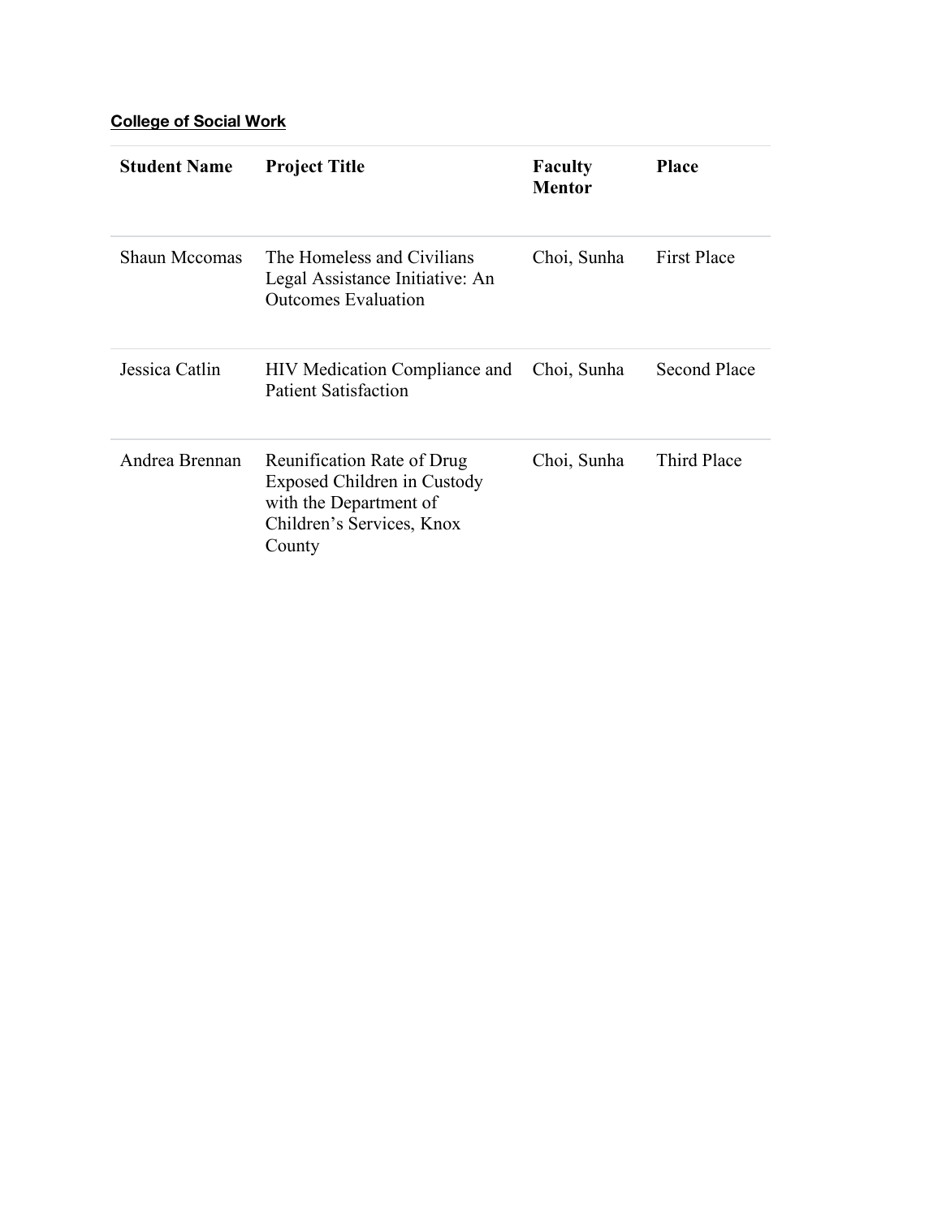**College of Social Work**

| Student Name | Project Title | Faculty Mentor | Place |
|---|---|---|---|
| Shaun Mccomas | The Homeless and Civilians Legal Assistance Initiative: An Outcomes Evaluation | Choi, Sunha | First Place |
| Jessica Catlin | HIV Medication Compliance and Patient Satisfaction | Choi, Sunha | Second Place |
| Andrea Brennan | Reunification Rate of Drug Exposed Children in Custody with the Department of Children's Services, Knox County | Choi, Sunha | Third Place |